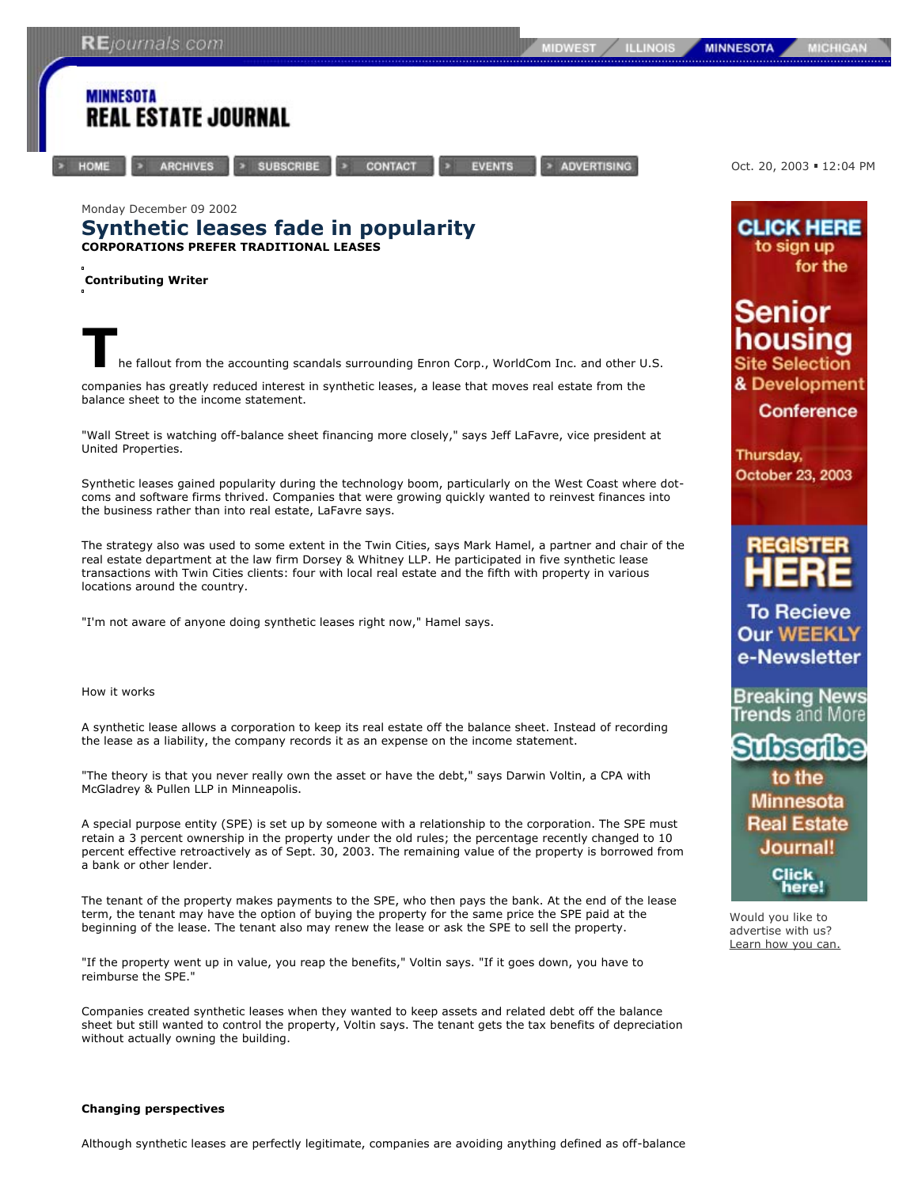Monday December 09 2002

# Synthetic leases fade in popularity

**CORPORATIONS PREFER TRADITIONAL LEASES**

**Contributing Writer**

The fallout from the accounting scandals surrounding Enron Corp., WorldCom Inc. and other U.S. companies has greatly reduced interest in synthetic leases, a lease that moves real estate from the balance sheet to the income statement.

"Wall Street is watching off-balance sheet financing more closely," says Jeff LaFavre, vice president at United Properties.

Synthetic leases gained popularity during the technology boom, particularly on the West Coast where dot-coms and software firms thrived. Companies that were growing quickly wanted to reinvest finances into the business rather than into real estate, LaFavre says.

The strategy also was used to some extent in the Twin Cities, says Mark Hamel, a partner and chair of the real estate department at the law firm Dorsey & Whitney LLP. He participated in five synthetic lease transactions with Twin Cities clients: four with local real estate and the fifth with property in various locations around the country.

"I'm not aware of anyone doing synthetic leases right now," Hamel says.

How it works

A synthetic lease allows a corporation to keep its real estate off the balance sheet. Instead of recording the lease as a liability, the company records it as an expense on the income statement.

"The theory is that you never really own the asset or have the debt," says Darwin Voltin, a CPA with McGladrey & Pullen LLP in Minneapolis.

A special purpose entity (SPE) is set up by someone with a relationship to the corporation. The SPE must retain a 3 percent ownership in the property under the old rules; the percentage recently changed to 10 percent effective retroactively as of Sept. 30, 2003. The remaining value of the property is borrowed from a bank or other lender.

The tenant of the property makes payments to the SPE, who then pays the bank. At the end of the lease term, the tenant may have the option of buying the property for the same price the SPE paid at the beginning of the lease. The tenant also may renew the lease or ask the SPE to sell the property.

"If the property went up in value, you reap the benefits," Voltin says. "If it goes down, you have to reimburse the SPE."

Companies created synthetic leases when they wanted to keep assets and related debt off the balance sheet but still wanted to control the property, Voltin says. The tenant gets the tax benefits of depreciation without actually owning the building.

**Changing perspectives**

Although synthetic leases are perfectly legitimate, companies are avoiding anything defined as off-balance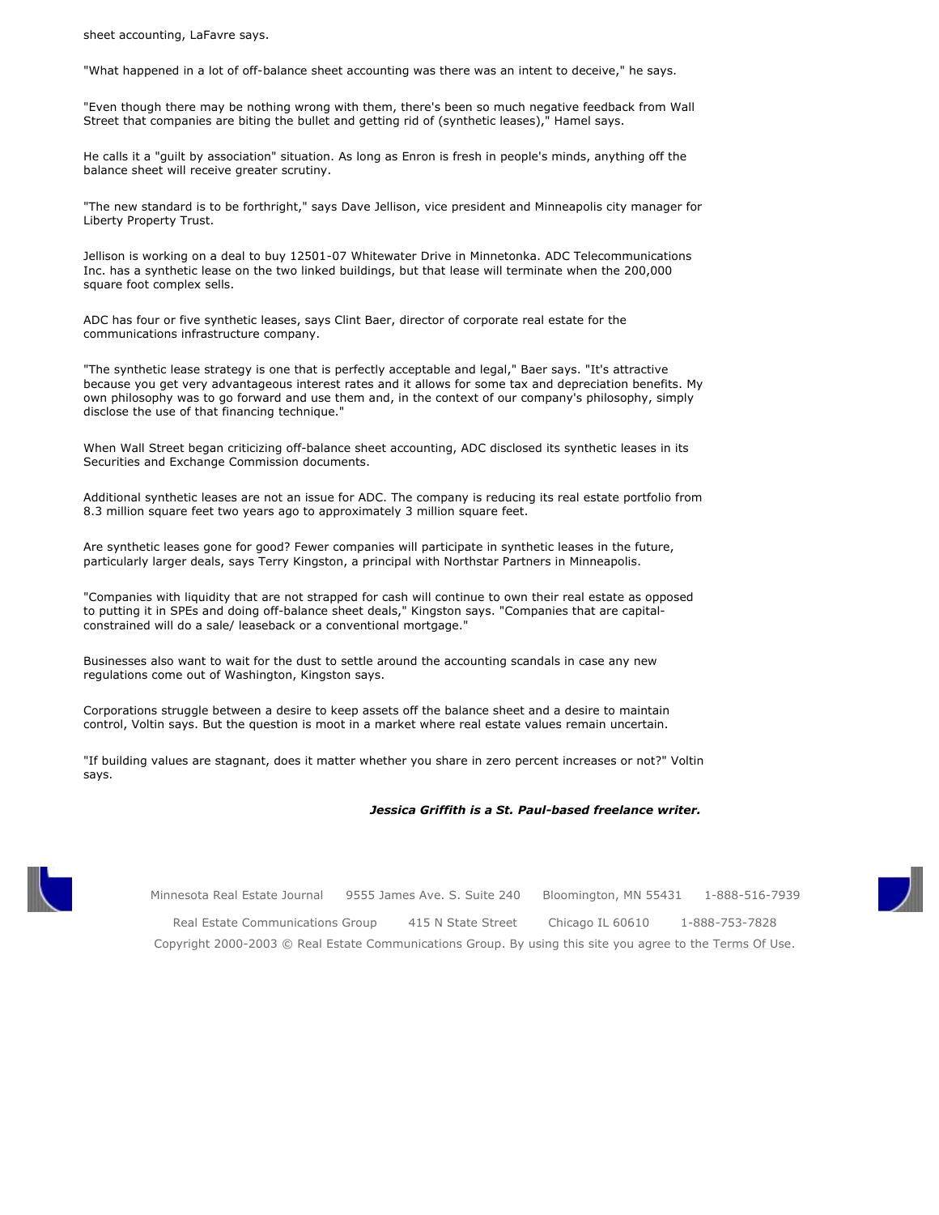sheet accounting, LaFavre says.

"What happened in a lot of off-balance sheet accounting was there was an intent to deceive," he says.

"Even though there may be nothing wrong with them, there's been so much negative feedback from Wall Street that companies are biting the bullet and getting rid of (synthetic leases)," Hamel says.

He calls it a "guilt by association" situation. As long as Enron is fresh in people's minds, anything off the balance sheet will receive greater scrutiny.

"The new standard is to be forthright," says Dave Jellison, vice president and Minneapolis city manager for Liberty Property Trust.

Jellison is working on a deal to buy 12501-07 Whitewater Drive in Minnetonka. ADC Telecommunications Inc. has a synthetic lease on the two linked buildings, but that lease will terminate when the 200,000 square foot complex sells.

ADC has four or five synthetic leases, says Clint Baer, director of corporate real estate for the communications infrastructure company.

"The synthetic lease strategy is one that is perfectly acceptable and legal," Baer says. "It's attractive because you get very advantageous interest rates and it allows for some tax and depreciation benefits. My own philosophy was to go forward and use them and, in the context of our company's philosophy, simply disclose the use of that financing technique."

When Wall Street began criticizing off-balance sheet accounting, ADC disclosed its synthetic leases in its Securities and Exchange Commission documents.

Additional synthetic leases are not an issue for ADC. The company is reducing its real estate portfolio from 8.3 million square feet two years ago to approximately 3 million square feet.

Are synthetic leases gone for good? Fewer companies will participate in synthetic leases in the future, particularly larger deals, says Terry Kingston, a principal with Northstar Partners in Minneapolis.

"Companies with liquidity that are not strapped for cash will continue to own their real estate as opposed to putting it in SPEs and doing off-balance sheet deals," Kingston says. "Companies that are capital-constrained will do a sale/ leaseback or a conventional mortgage."

Businesses also want to wait for the dust to settle around the accounting scandals in case any new regulations come out of Washington, Kingston says.

Corporations struggle between a desire to keep assets off the balance sheet and a desire to maintain control, Voltin says. But the question is moot in a market where real estate values remain uncertain.

"If building values are stagnant, does it matter whether you share in zero percent increases or not?" Voltin says.

***Jessica Griffith is a St. Paul-based freelance writer.***

Minnesota Real Estate Journal 9555 James Ave. S. Suite 240 Bloomington, MN 55431 1-888-516-7939

Real Estate Communications Group 415 N State Street Chicago IL 60610 1-888-753-7828

Copyright 2000-2003 © Real Estate Communications Group. By using this site you agree to the Terms Of Use.